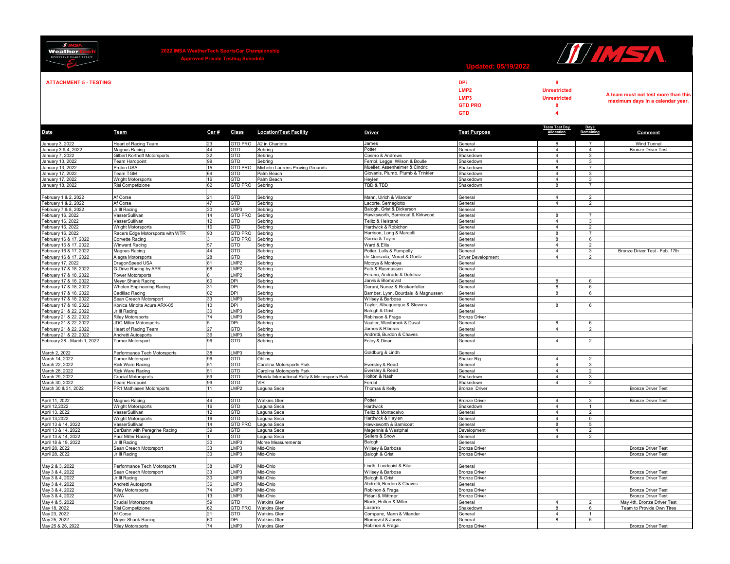# 2022 IMSA WeatherTech SportsCar Championship

## Approved Private Testing Schedule

**Updated: 05/19/2022**

**ATTACHMENT 5 - TESTING**

| Class | Maximum Days |
|---|---|
| DPi | 8 |
| LMP2 | Unrestricted |
| LMP3 | Unrestricted |
| GTD PRO | 8 |
| GTD | 4 |

A team must not test more than this maximum days in a calendar year.

| Date | Team | Car # | Class | Location/Test Facility | Driver | Test Purpose | Team Test Day Allocation | Days Remaining | Comment |
|---|---|---|---|---|---|---|---|---|---|
| January 3, 2022 | Heart of Racing Team | 23 | GTD PRO | A2 in Charlotte | James | General | 8 | 7 | Wind Tunnel |
| January 3 & 4, 2022 | Magnus Racing | 44 | GTD | Sebring | Potter | General | 4 | 4 | Bronze Driver Test |
| January 7, 2022 | Gilbert Korthoff Motorsports | 32 | GTD | Sebring | Cosmo & Andrews | Shakedown | 4 | 3 | |
| January 13, 2022 | Team Hardpoint | 99 | GTD | Sebring | Ferriol, Legge, Wilson & Boulle | Shakedown | 4 | 3 | |
| January 13, 2022 | Proton USA | 15 | GTD PRO | Michelin Laurens Proving Grounds | Mueller, Assenheimer & Cindric | Shakedown | 8 | 7 | |
| January 17, 2022 | Team TGM | 64 | GTD | Palm Beach | Giovanis, Plumb, Plumb & Trinkler | Shakedown | 4 | 3 | |
| January 17, 2022 | Wright Motorsports | 16 | GTD | Palm Beach | Heylen | Shakedown | 4 | 3 | |
| January 18, 2022 | Risi Competizione | 62 | GTD PRO | Sebring | TBD & TBD | Shakedown | 8 | 7 | |
| | | | | | | | | | |
| February 1 & 2, 2022 | Af Corse | 21 | GTD | Sebring | Mann, Ulrich & Vilander | General | 4 | 2 | |
| February 1 & 2, 2022 | Af Corse | 47 | GTD | Sebring | Lacorte, Sernagiotto | General | 4 | 2 | |
| February 7 & 8, 2022 | Jr III Racing | 30 | LMP3 | Sebring | Balogh, Grist & Dickerson | General | | | |
| February 16, 2022 | VasserSullivan | 14 | GTD PRO | Sebring | Hawksworth, Barnicoat & Kirkwood | General | 8 | 7 | |
| February 16, 2022 | VasserSullivan | 12 | GTD | Sebring | Telitz & Heistand | General | 4 | 3 | |
| February 16, 2022 | Wright Motorsports | 16 | GTD | Sebring | Hardwick & Robichon | General | 4 | 2 | |
| February 16, 2022 | Racers Edge Motorsports with WTR | 93 | GTD PRO | Sebring | Harrison, Long & Marcelli | General | 8 | 7 | |
| February 16 & 17, 2022 | Corvette Racing | 3 | GTD PRO | Sebring | Garcia & Taylor | General | 8 | 6 | |
| February 16 & 17, 2022 | Winward Racing | 57 | GTD | Sebring | Ward & Ellis | General | 4 | 2 | |
| February 16 & 17, 2022 | Magnus Racing | 44 | GTD | Sebring | Potter, Lally & Pumpelly | General | 4 | 3 | Bronze Driver Test - Feb. 17th |
| February 16 & 17, 2022 | Alegra Motorsports | 28 | GTD | Sebring | de Quesada, Morad & Goetz | Driver Development | 4 | 2 | |
| February 17, 2022 | DragonSpeed USA | 81 | LMP2 | Sebring | Motoya & Montoya | General | | | |
| February 17 & 18, 2022 | G-Drive Racing by APR | 68 | LMP2 | Sebring | Falb & Rasmussen | General | | | |
| February 17 & 18, 2022 | Tower Motorsports | 8 | LMP2 | Sebring | Ferano, Andrade & Deletraz | General | | | |
| February 17 & 18, 2022 | Meyer Shank Racing | 60 | DPi | Sebring | Jarvis & Blomqvist | General | 8 | 6 | |
| February 17 & 18, 2022 | Whelen Engineering Racing | 31 | DPi | Sebring | Derani, Nunez & Rockenfeller | General | 8 | 6 | |
| February 17 & 18, 2022 | Cadillac Racing | 02 | DPi | Sebring | Bamber, Lynn, Bourdais & Magnussen | General | 8 | 6 | |
| February 17 & 18, 2022 | Sean Creech Motorsport | 33 | LMP3 | Sebring | Willsey & Barbosa | General | | | |
| February 17 & 18, 2022 | Konica Minolta Acura ARX-05 | 10 | DPi | Sebring | Taylor, Albuquerque & Stevens | General | 8 | 6 | |
| February 21 & 22, 2022 | Jr III Racing | 30 | LMP3 | Sebring | Balogh & Grist | General | | | |
| February 21 & 22, 2022 | Riley Motorsports | 74 | LMP3 | Sebring | Robinson & Fraga | Bronze Driver | | | |
| February 21 & 22, 2022 | JDC Miller Motorsports | 5 | DPi | Sebring | Vautier, Westbrook & Duval | General | 8 | 6 | |
| February 21 & 22, 2022 | Heart of Racing Team | 27 | GTD | Sebring | James & Riberas | General | 4 | 2 | |
| February 21 & 22, 2022 | Andretti Autosports | 36 | LMP3 | Sebring | Andretti, Burdon & Chaves | General | | | |
| February 28 - March 1, 2022 | Turner Motorsport | 96 | GTD | Sebring | Foley & Dinan | General | 4 | 2 | |
| | | | | | | | | | |
| March 2, 2022 | Performance Tech Motorsports | 38 | LMP3 | Sebring | Goldburg & Lindh | General | | | |
| March 14, 2022 | Turner Motorsport | 96 | GTD | Ohlins | | Shaker Rig | 4 | 2 | |
| March 22, 2022 | Rick Ware Racing | 51 | GTD | Carolina Motorsports Psrk | Eversley & Read | General | 4 | 3 | |
| March 28, 2022 | Rick Ware Racing | 51 | GTD | Carolina Motorsports Psrk | Eversley & Read | General | 4 | 2 | |
| March 29, 2022 | Crucial Motorsports | 59 | GTD | Florida International Rally & Motorsports Park | Holton & Nash | Shakedown | 4 | 3 | |
| March 30, 2022 | Team Hardpoint | 99 | GTD | VIR | Ferriol | Shakedown | 4 | 2 | |
| March 30 & 31, 2022 | PR1 Mathiasen Motorsports | 11 | LMP2 | Laguna Seca | Thomas & Kelly | Bronze Driver | | | Bronze Driver Test |
| | | | | | | | | | |
| April 11, 2022 | Magnus Racing | 44 | GTD | Watkins Glen | Potter | Bronze Driver | 4 | 3 | Bronze Driver Test |
| April 12,2022 | Wright Motorsports | 16 | GTD | Laguna Seca | Hardwick | Shakedown | 4 | 1 | |
| April 13, 2022 | VasserSullivan | 12 | GTD | Laguna Seca | Telitz & Montecalvo | General | 4 | 2 | |
| April 13,2022 | Wright Motorsports | 16 | GTD | Laguna Seca | Hardwick & Haylen | General | 4 | 0 | |
| April 13 & 14, 2022 | VasserSullivan | 14 | GTD PRO | Laguna Seca | Hawksworth & Barnicoat | General | 8 | 5 | |
| April 13 & 14, 2022 | CarBahn with Peregrine Racing | 39 | GTD | Laguna Seca | Megennis & Westphal | Development | 4 | 2 | |
| April 13 & 14, 2022 | Paul Miller Racing | 1 | GTD | Laguna Seca | Sellers & Snow | General | 4 | 2 | |
| April 18 & 19, 2022 | Jr III Racing | 30 | LMP3 | Morse Measurements | Balogh | General | | | |
| April 28, 2022 | Sean Creech Motorsport | 33 | LMP3 | Mid-Ohio | Willsey & Barbosa | Bronze Driver | | | Bronze Driver Test |
| April 28, 2022 | Jr III Racing | 30 | LMP3 | Mid-Ohio | Balogh & Grist | Bronze Driver | | | Bronze Driver Test |
| | | | | | | | | | |
| May 2 & 3, 2022 | Performance Tech Motorsports | 38 | LMP3 | Mid-Ohio | Lindh, Lundquist & Bitar | General | | | |
| May 3 & 4, 2022 | Sean Creech Motorsport | 33 | LMP3 | Mid-Ohio | Willsey & Barbosa | Bronze Driver | | | Bronze Driver Test |
| May 3 & 4, 2022 | Jr III Racing | 30 | LMP3 | Mid-Ohio | Balogh & Grist | Bronze Driver | | | Bronze Driver Test |
| May 3 & 4, 2022 | Andretti Autosports | 36 | LMP3 | Mid-Ohio | Abdretti, Burdon & Chaves | General | | | |
| May 3 & 4, 2022 | Riley Motorsports | 74 | LMP3 | Mid-Ohio | Robinon & Fraga | Bronze Driver | | | Bronze Driver Test |
| May 3 & 4, 2022 | AWA | 13 | LMP3 | Mid-Ohio | Fidani & Wittmer | Bronze Driver | | | Bronze Driver Test |
| May 4 & 5, 2022 | Crucial Motorsports | 59 | GTD | Watkins Glen | Block, Holton & Miller | General | 4 | 2 | May 4th, Bronze Driver Test |
| May 18, 2022 | Risi Competizione | 62 | GTD PRO | Watkins Glen | Lazarro | Shakedown | 8 | 6 | Team to Provide Own Tires |
| May 23, 2022 | Af Corse | 21 | GTD | Watkins Glen | Companc, Mann & Vilander | General | 4 | 1 | |
| May 25, 2022 | Meyer Shank Racing | 60 | DPi | Watkins Glen | Blomqvist & Jarvis | General | 8 | 5 | |
| May 25 & 26, 2022 | Riley Motorsports | 74 | LMP3 | Watkins Glen | Robinon & Fraga | Bronze Driver | | | Bronze Driver Test |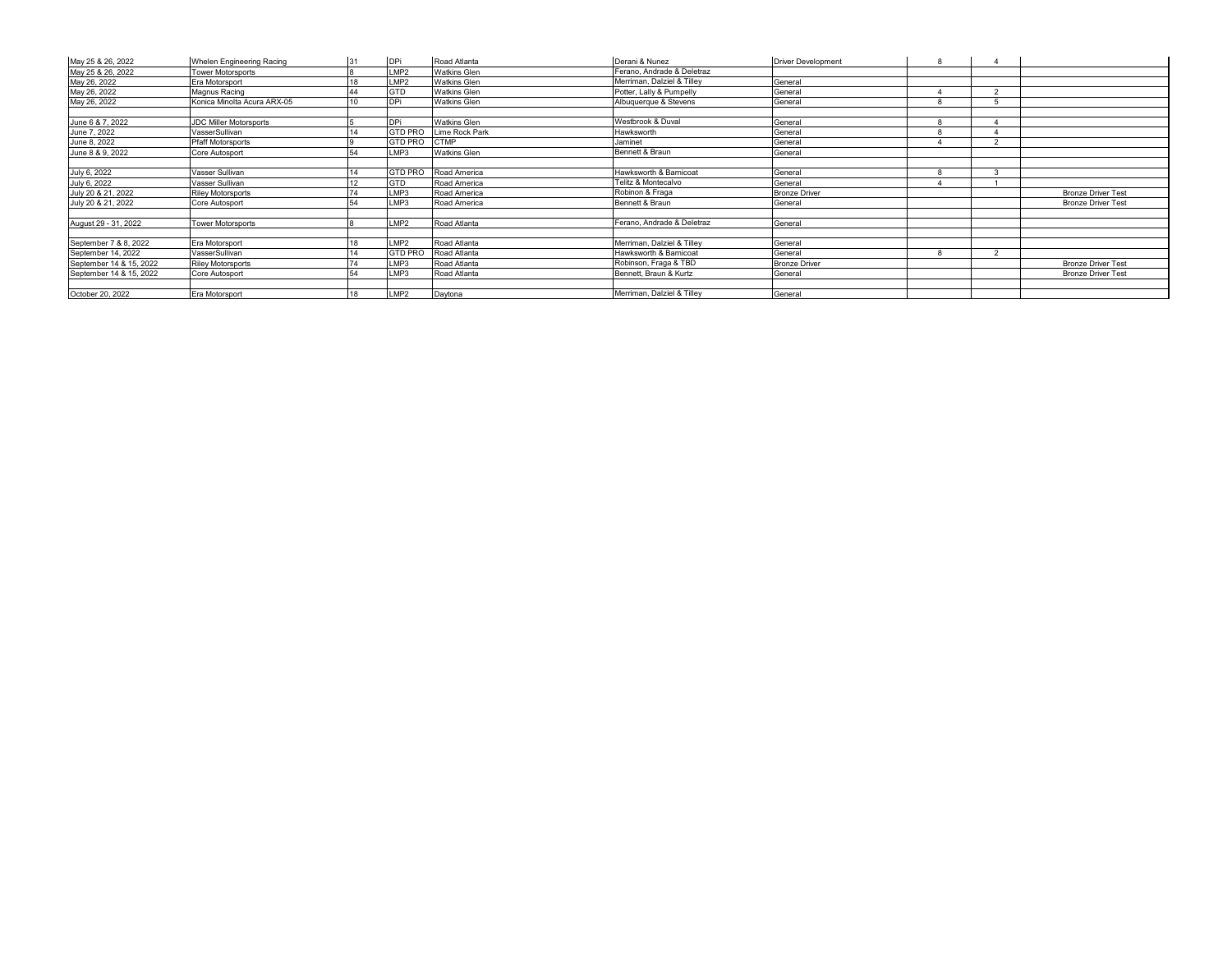| | | | | | | | | | |
|---|---|---|---|---|---|---|---|---|---|
| May 25 & 26, 2022 | Whelen Engineering Racing | 31 | DPi | Road Atlanta | Derani & Nunez | Driver Development | 8 | 4 | |
| May 25 & 26, 2022 | Tower Motorsports | 8 | LMP2 | Watkins Glen | Ferano, Andrade & Deletraz | | | | |
| May 26, 2022 | Era Motorsport | 18 | LMP2 | Watkins Glen | Merriman, Dalziel & Tilley | General | | | |
| May 26, 2022 | Magnus Racing | 44 | GTD | Watkins Glen | Potter, Lally & Pumpelly | General | 4 | 2 | |
| May 26, 2022 | Konica Minolta Acura ARX-05 | 10 | DPi | Watkins Glen | Albuquerque & Stevens | General | 8 | 5 | |
| | | | | | | | | | |
| June 6 & 7, 2022 | JDC Miller Motorsports | 5 | DPi | Watkins Glen | Westbrook & Duval | General | 8 | 4 | |
| June 7, 2022 | VasserSullivan | 14 | GTD PRO | Lime Rock Park | Hawksworth | General | 8 | 4 | |
| June 8, 2022 | Pfaff Motorsports | 9 | GTD PRO | CTMP | Jaminet | General | 4 | 2 | |
| June 8 & 9, 2022 | Core Autosport | 54 | LMP3 | Watkins Glen | Bennett & Braun | General | | | |
| | | | | | | | | | |
| July 6, 2022 | Vasser Sullivan | 14 | GTD PRO | Road America | Hawksworth & Barnicoat | General | 8 | 3 | |
| July 6, 2022 | Vasser Sullivan | 12 | GTD | Road America | Telitz & Montecalvo | General | 4 | 1 | |
| July 20 & 21, 2022 | Riley Motorsports | 74 | LMP3 | Road America | Robinon & Fraga | Bronze Driver | | | Bronze Driver Test |
| July 20 & 21, 2022 | Core Autosport | 54 | LMP3 | Road America | Bennett & Braun | General | | | Bronze Driver Test |
| | | | | | | | | | |
| August 29 - 31, 2022 | Tower Motorsports | 8 | LMP2 | Road Atlanta | Ferano, Andrade & Deletraz | General | | | |
| | | | | | | | | | |
| September 7 & 8, 2022 | Era Motorsport | 18 | LMP2 | Road Atlanta | Merriman, Dalziel & Tilley | General | | | |
| September 14, 2022 | VasserSullivan | 14 | GTD PRO | Road Atlanta | Hawksworth & Barnicoat | General | 8 | 2 | |
| September 14 & 15, 2022 | Riley Motorsports | 74 | LMP3 | Road Atlanta | Robinson, Fraga & TBD | Bronze Driver | | | Bronze Driver Test |
| September 14 & 15, 2022 | Core Autosport | 54 | LMP3 | Road Atlanta | Bennett, Braun & Kurtz | General | | | Bronze Driver Test |
| | | | | | | | | | |
| October 20, 2022 | Era Motorsport | 18 | LMP2 | Daytona | Merriman, Dalziel & Tilley | General | | | |